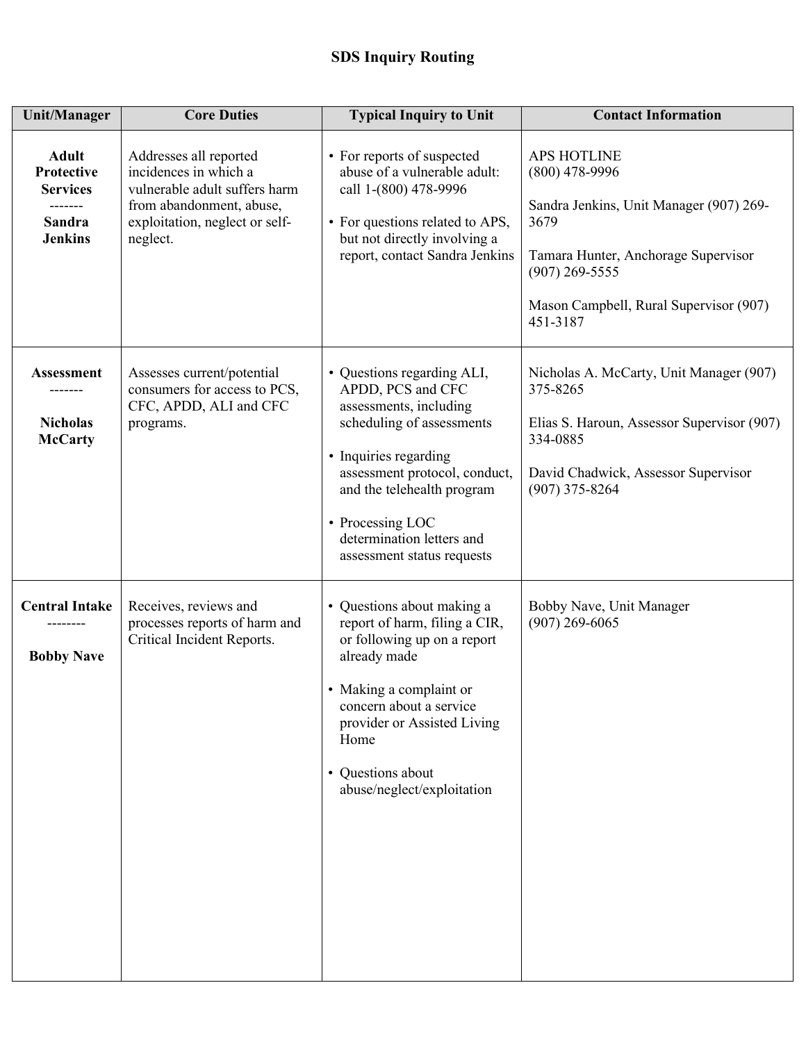# SDS Inquiry Routing

| Unit/Manager | Core Duties | Typical Inquiry to Unit | Contact Information |
|---|---|---|---|
| **Adult Protective Services**<br>-------<br>**Sandra Jenkins** | Addresses all reported incidences in which a vulnerable adult suffers harm from abandonment, abuse, exploitation, neglect or self-neglect. | • For reports of suspected abuse of a vulnerable adult: call 1-(800) 478-9996<br><br>• For questions related to APS, but not directly involving a report, contact Sandra Jenkins | APS HOTLINE<br>(800) 478-9996<br><br>Sandra Jenkins, Unit Manager (907) 269-3679<br><br>Tamara Hunter, Anchorage Supervisor (907) 269-5555<br><br>Mason Campbell, Rural Supervisor (907) 451-3187 |
| **Assessment**<br>-------<br>**Nicholas McCarty** | Assesses current/potential consumers for access to PCS, CFC, APDD, ALI and CFC programs. | • Questions regarding ALI, APDD, PCS and CFC assessments, including scheduling of assessments<br><br>• Inquiries regarding assessment protocol, conduct, and the telehealth program<br><br>• Processing LOC determination letters and assessment status requests | Nicholas A. McCarty, Unit Manager (907) 375-8265<br><br>Elias S. Haroun, Assessor Supervisor (907) 334-0885<br><br>David Chadwick, Assessor Supervisor (907) 375-8264 |
| **Central Intake**<br>--------<br>**Bobby Nave** | Receives, reviews and processes reports of harm and Critical Incident Reports. | • Questions about making a report of harm, filing a CIR, or following up on a report already made<br><br>• Making a complaint or concern about a service provider or Assisted Living Home<br><br>• Questions about abuse/neglect/exploitation | Bobby Nave, Unit Manager<br>(907) 269-6065 |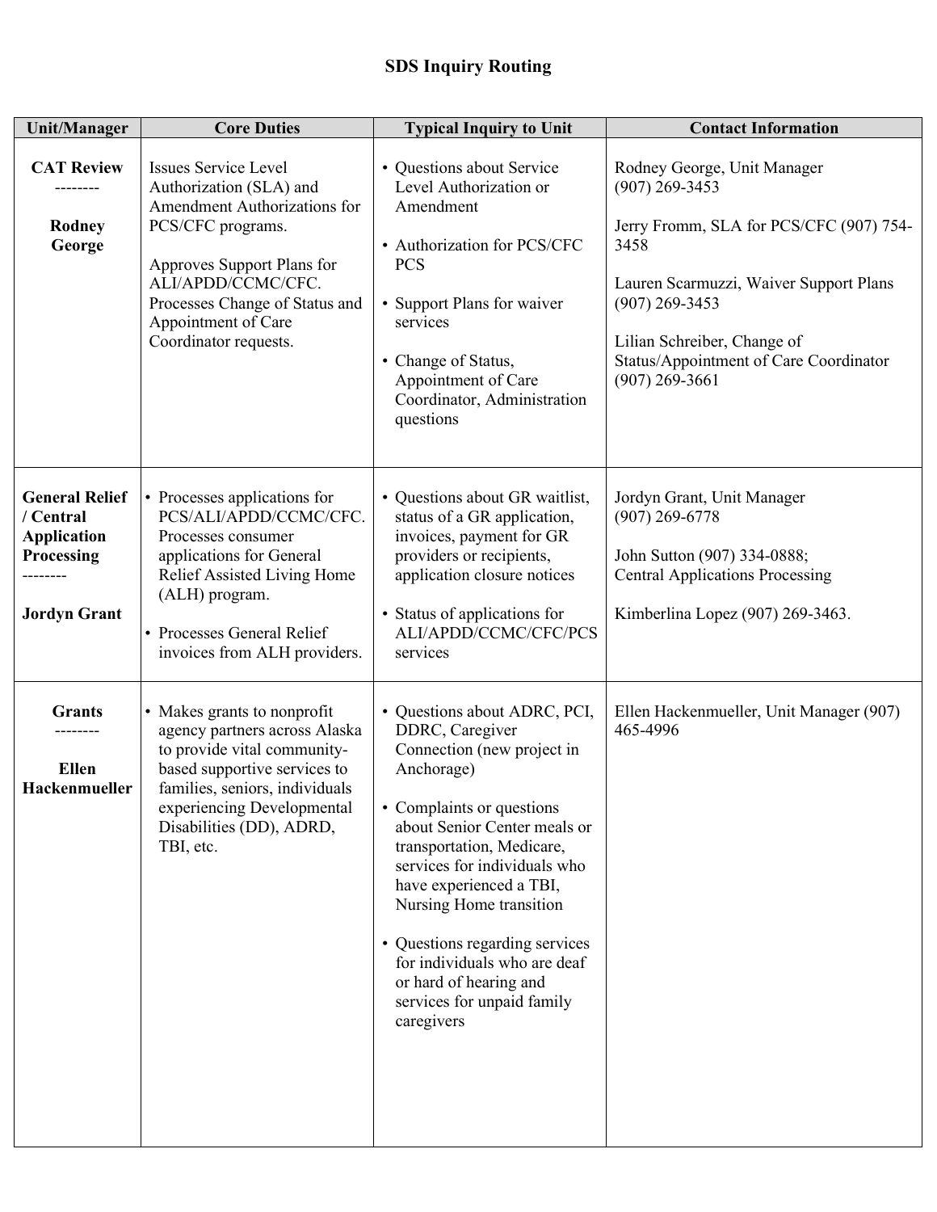# SDS Inquiry Routing

| Unit/Manager | Core Duties | Typical Inquiry to Unit | Contact Information |
|---|---|---|---|
| **CAT Review** -------- **Rodney George** | Issues Service Level Authorization (SLA) and Amendment Authorizations for PCS/CFC programs.<br><br>Approves Support Plans for ALI/APDD/CCMC/CFC. Processes Change of Status and Appointment of Care Coordinator requests. | • Questions about Service Level Authorization or Amendment<br>• Authorization for PCS/CFC PCS<br>• Support Plans for waiver services<br>• Change of Status, Appointment of Care Coordinator, Administration questions | Rodney George, Unit Manager (907) 269-3453<br><br>Jerry Fromm, SLA for PCS/CFC (907) 754-3458<br><br>Lauren Scarmuzzi, Waiver Support Plans (907) 269-3453<br><br>Lilian Schreiber, Change of Status/Appointment of Care Coordinator (907) 269-3661 |
| **General Relief / Central Application Processing** -------- **Jordyn Grant** | • Processes applications for PCS/ALI/APDD/CCMC/CFC. Processes consumer applications for General Relief Assisted Living Home (ALH) program.<br>• Processes General Relief invoices from ALH providers. | • Questions about GR waitlist, status of a GR application, invoices, payment for GR providers or recipients, application closure notices<br>• Status of applications for ALI/APDD/CCMC/CFC/PCS services | Jordyn Grant, Unit Manager (907) 269-6778<br><br>John Sutton (907) 334-0888; Central Applications Processing<br><br>Kimberlina Lopez (907) 269-3463. |
| **Grants** -------- **Ellen Hackenmueller** | • Makes grants to nonprofit agency partners across Alaska to provide vital community-based supportive services to families, seniors, individuals experiencing Developmental Disabilities (DD), ADRD, TBI, etc. | • Questions about ADRC, PCI, DDRC, Caregiver Connection (new project in Anchorage)<br>• Complaints or questions about Senior Center meals or transportation, Medicare, services for individuals who have experienced a TBI, Nursing Home transition<br>• Questions regarding services for individuals who are deaf or hard of hearing and services for unpaid family caregivers | Ellen Hackenmueller, Unit Manager (907) 465-4996 |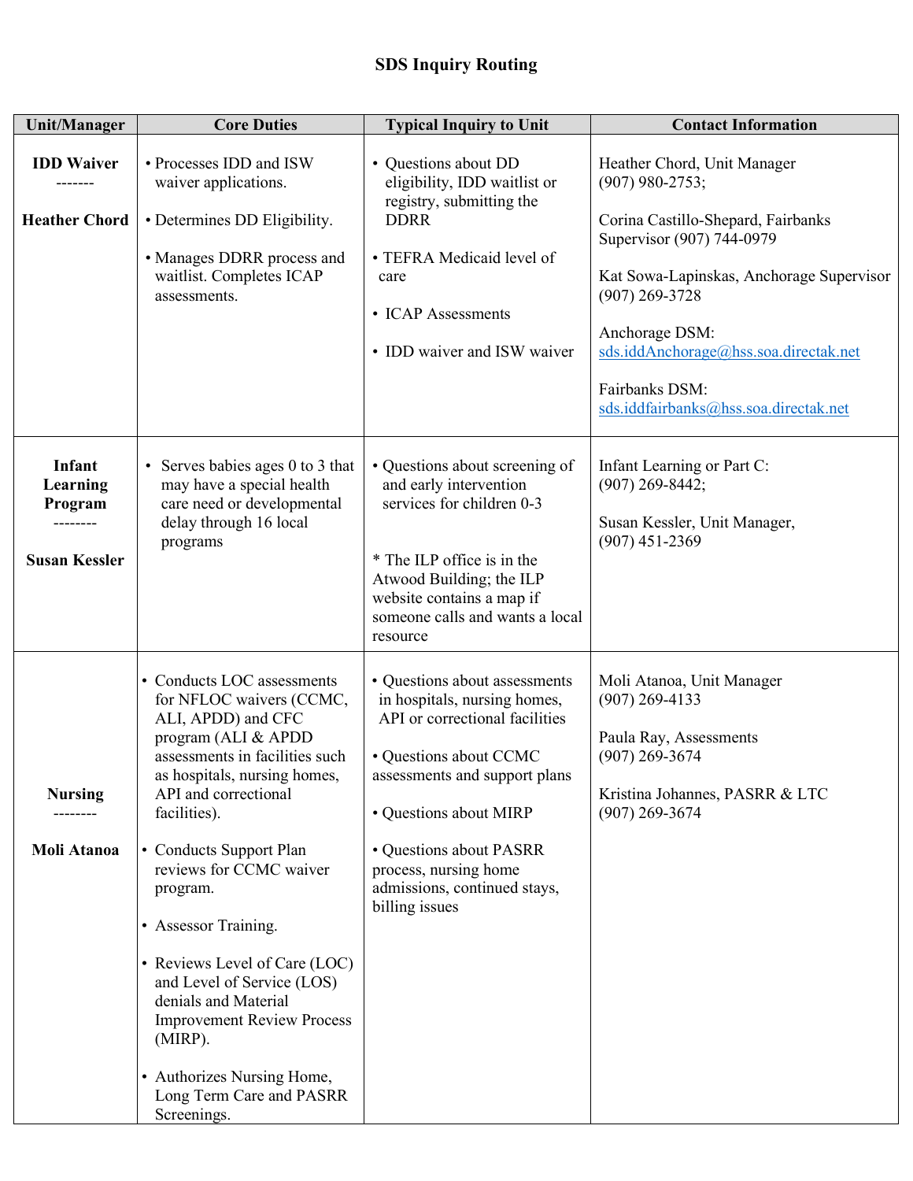**SDS Inquiry Routing**

| Unit/Manager | Core Duties | Typical Inquiry to Unit | Contact Information |
|---|---|---|---|
| **IDD Waiver** ------- **Heather Chord** | • Processes IDD and ISW waiver applications.<br><br>• Determines DD Eligibility.<br><br>• Manages DDRR process and waitlist. Completes ICAP assessments. | • Questions about DD eligibility, IDD waitlist or registry, submitting the DDRR<br><br>• TEFRA Medicaid level of care<br><br>• ICAP Assessments<br><br>• IDD waiver and ISW waiver | Heather Chord, Unit Manager (907) 980-2753;<br><br>Corina Castillo-Shepard, Fairbanks Supervisor (907) 744-0979<br><br>Kat Sowa-Lapinskas, Anchorage Supervisor (907) 269-3728<br><br>Anchorage DSM: sds.iddAnchorage@hss.soa.directak.net<br><br>Fairbanks DSM: sds.iddfairbanks@hss.soa.directak.net |
| **Infant Learning Program** -------- **Susan Kessler** | • Serves babies ages 0 to 3 that may have a special health care need or developmental delay through 16 local programs | • Questions about screening of and early intervention services for children 0-3<br><br>* The ILP office is in the Atwood Building; the ILP website contains a map if someone calls and wants a local resource | Infant Learning or Part C: (907) 269-8442;<br><br>Susan Kessler, Unit Manager, (907) 451-2369 |
| **Nursing** -------- **Moli Atanoa** | • Conducts LOC assessments for NFLOC waivers (CCMC, ALI, APDD) and CFC program (ALI & APDD assessments in facilities such as hospitals, nursing homes, API and correctional facilities).<br><br>• Conducts Support Plan reviews for CCMC waiver program.<br><br>• Assessor Training.<br><br>• Reviews Level of Care (LOC) and Level of Service (LOS) denials and Material Improvement Review Process (MIRP).<br><br>• Authorizes Nursing Home, Long Term Care and PASRR Screenings. | • Questions about assessments in hospitals, nursing homes, API or correctional facilities<br><br>• Questions about CCMC assessments and support plans<br><br>• Questions about MIRP<br><br>• Questions about PASRR process, nursing home admissions, continued stays, billing issues | Moli Atanoa, Unit Manager (907) 269-4133<br><br>Paula Ray, Assessments (907) 269-3674<br><br>Kristina Johannes, PASRR & LTC (907) 269-3674 |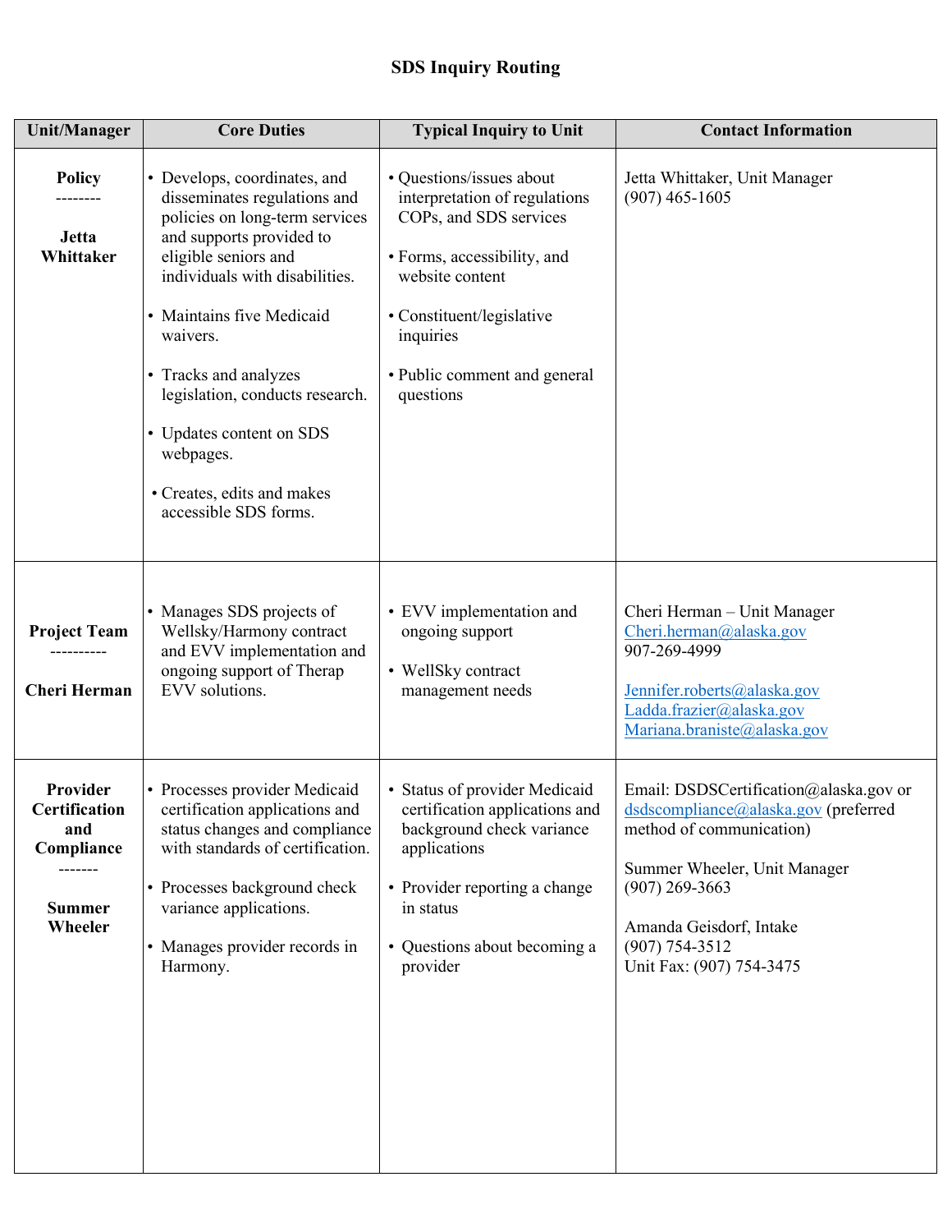# SDS Inquiry Routing

| Unit/Manager | Core Duties | Typical Inquiry to Unit | Contact Information |
|---|---|---|---|
| **Policy**<br>--------<br>**Jetta Whittaker** | • Develops, coordinates, and disseminates regulations and policies on long-term services and supports provided to eligible seniors and individuals with disabilities.<br>• Maintains five Medicaid waivers.<br>• Tracks and analyzes legislation, conducts research.<br>• Updates content on SDS webpages.<br>• Creates, edits and makes accessible SDS forms. | • Questions/issues about interpretation of regulations COPs, and SDS services<br>• Forms, accessibility, and website content<br>• Constituent/legislative inquiries<br>• Public comment and general questions | Jetta Whittaker, Unit Manager<br>(907) 465-1605 |
| **Project Team**<br>----------<br>**Cheri Herman** | • Manages SDS projects of Wellsky/Harmony contract and EVV implementation and ongoing support of Therap EVV solutions. | • EVV implementation and ongoing support<br>• WellSky contract management needs | Cheri Herman – Unit Manager<br>Cheri.herman@alaska.gov<br>907-269-4999<br><br>Jennifer.roberts@alaska.gov<br>Ladda.frazier@alaska.gov<br>Mariana.braniste@alaska.gov |
| **Provider Certification and Compliance**<br>-------<br>**Summer Wheeler** | • Processes provider Medicaid certification applications and status changes and compliance with standards of certification.<br>• Processes background check variance applications.<br>• Manages provider records in Harmony. | • Status of provider Medicaid certification applications and background check variance applications<br>• Provider reporting a change in status<br>• Questions about becoming a provider | Email: DSDSCertification@alaska.gov or dsdscompliance@alaska.gov (preferred method of communication)<br><br>Summer Wheeler, Unit Manager<br>(907) 269-3663<br><br>Amanda Geisdorf, Intake<br>(907) 754-3512<br>Unit Fax: (907) 754-3475 |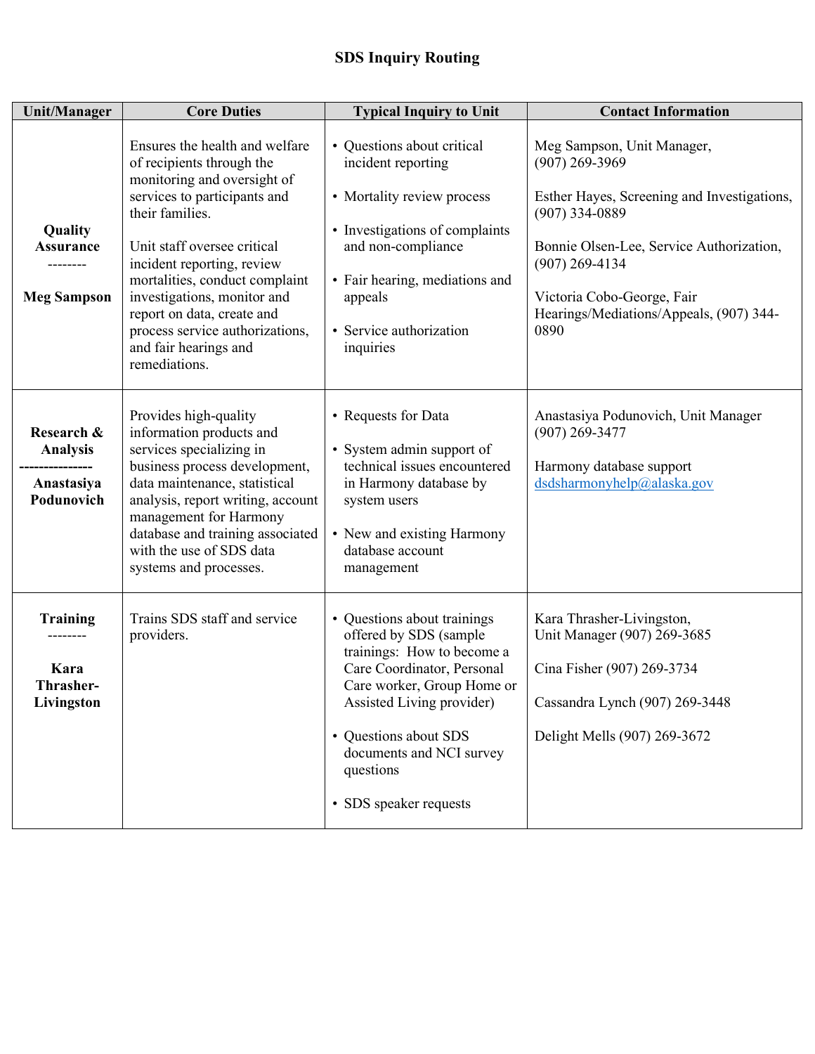# SDS Inquiry Routing

| Unit/Manager | Core Duties | Typical Inquiry to Unit | Contact Information |
|---|---|---|---|
| **Quality Assurance** -------- **Meg Sampson** | Ensures the health and welfare of recipients through the monitoring and oversight of services to participants and their families.<br><br>Unit staff oversee critical incident reporting, review mortalities, conduct complaint investigations, monitor and report on data, create and process service authorizations, and fair hearings and remediations. | • Questions about critical incident reporting<br>• Mortality review process<br>• Investigations of complaints and non-compliance<br>• Fair hearing, mediations and appeals<br>• Service authorization inquiries | Meg Sampson, Unit Manager, (907) 269-3969<br><br>Esther Hayes, Screening and Investigations, (907) 334-0889<br><br>Bonnie Olsen-Lee, Service Authorization, (907) 269-4134<br><br>Victoria Cobo-George, Fair Hearings/Mediations/Appeals, (907) 344-0890 |
| **Research & Analysis** --------------- **Anastasiya Podunovich** | Provides high-quality information products and services specializing in business process development, data maintenance, statistical analysis, report writing, account management for Harmony database and training associated with the use of SDS data systems and processes. | • Requests for Data<br>• System admin support of technical issues encountered in Harmony database by system users<br>• New and existing Harmony database account management | Anastasiya Podunovich, Unit Manager (907) 269-3477<br><br>Harmony database support dsdsharmonyhelp@alaska.gov |
| **Training** -------- **Kara Thrasher-Livingston** | Trains SDS staff and service providers. | • Questions about trainings offered by SDS (sample trainings: How to become a Care Coordinator, Personal Care worker, Group Home or Assisted Living provider)<br>• Questions about SDS documents and NCI survey questions<br>• SDS speaker requests | Kara Thrasher-Livingston, Unit Manager (907) 269-3685<br><br>Cina Fisher (907) 269-3734<br><br>Cassandra Lynch (907) 269-3448<br><br>Delight Mells (907) 269-3672 |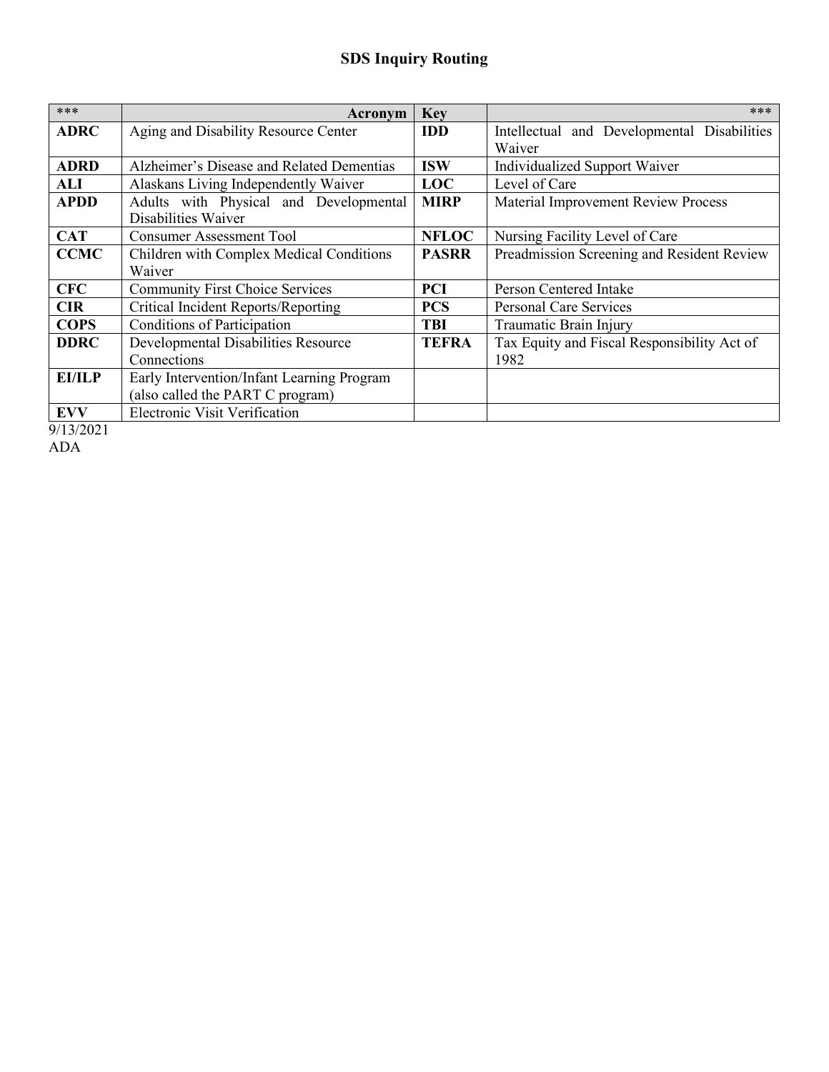# SDS Inquiry Routing

| *** | Acronym | Key | *** |
|---|---|---|---|
| **ADRC** | Aging and Disability Resource Center | **IDD** | Intellectual and Developmental Disabilities Waiver |
| **ADRD** | Alzheimer's Disease and Related Dementias | **ISW** | Individualized Support Waiver |
| **ALI** | Alaskans Living Independently Waiver | **LOC** | Level of Care |
| **APDD** | Adults with Physical and Developmental Disabilities Waiver | **MIRP** | Material Improvement Review Process |
| **CAT** | Consumer Assessment Tool | **NFLOC** | Nursing Facility Level of Care |
| **CCMC** | Children with Complex Medical Conditions Waiver | **PASRR** | Preadmission Screening and Resident Review |
| **CFC** | Community First Choice Services | **PCI** | Person Centered Intake |
| **CIR** | Critical Incident Reports/Reporting | **PCS** | Personal Care Services |
| **COPS** | Conditions of Participation | **TBI** | Traumatic Brain Injury |
| **DDRC** | Developmental Disabilities Resource Connections | **TEFRA** | Tax Equity and Fiscal Responsibility Act of 1982 |
| **EI/ILP** | Early Intervention/Infant Learning Program (also called the PART C program) | | |
| **EVV** | Electronic Visit Verification | | |

9/13/2021
ADA